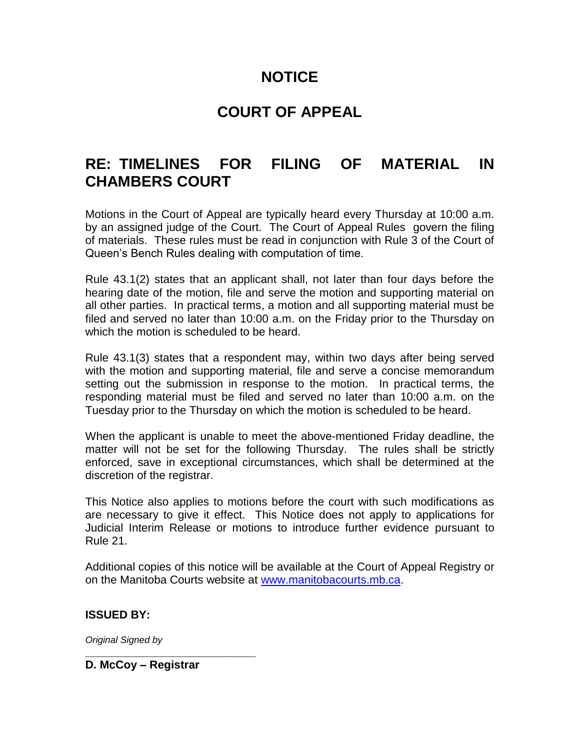# NOTICE

# COURT OF APPEAL

## RE: TIMELINES FOR FILING OF MATERIAL IN CHAMBERS COURT

Motions in the Court of Appeal are typically heard every Thursday at 10:00 a.m. by an assigned judge of the Court. The Court of Appeal Rules govern the filing of materials. These rules must be read in conjunction with Rule 3 of the Court of Queen's Bench Rules dealing with computation of time.

Rule 43.1(2) states that an applicant shall, not later than four days before the hearing date of the motion, file and serve the motion and supporting material on all other parties. In practical terms, a motion and all supporting material must be filed and served no later than 10:00 a.m. on the Friday prior to the Thursday on which the motion is scheduled to be heard.

Rule 43.1(3) states that a respondent may, within two days after being served with the motion and supporting material, file and serve a concise memorandum setting out the submission in response to the motion. In practical terms, the responding material must be filed and served no later than 10:00 a.m. on the Tuesday prior to the Thursday on which the motion is scheduled to be heard.

When the applicant is unable to meet the above-mentioned Friday deadline, the matter will not be set for the following Thursday. The rules shall be strictly enforced, save in exceptional circumstances, which shall be determined at the discretion of the registrar.

This Notice also applies to motions before the court with such modifications as are necessary to give it effect. This Notice does not apply to applications for Judicial Interim Release or motions to introduce further evidence pursuant to Rule 21.

Additional copies of this notice will be available at the Court of Appeal Registry or on the Manitoba Courts website at [www.manitobacourts.mb.ca](http://www.manitobacourts.mb.ca).

**ISSUED BY:**

*Original Signed by*

______________________________

**D. McCoy – Registrar**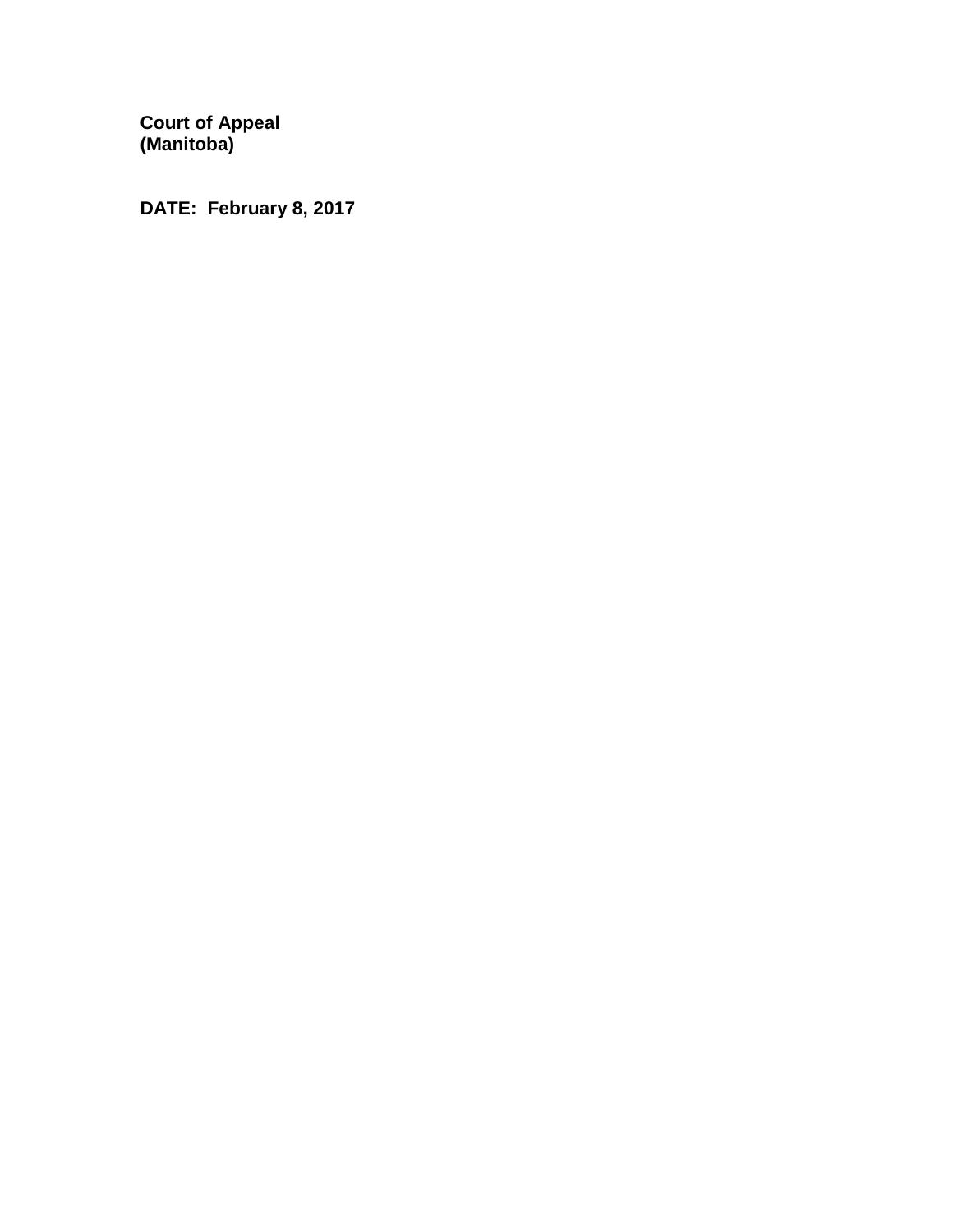**Court of Appeal**
**(Manitoba)**

**DATE: February 8, 2017**